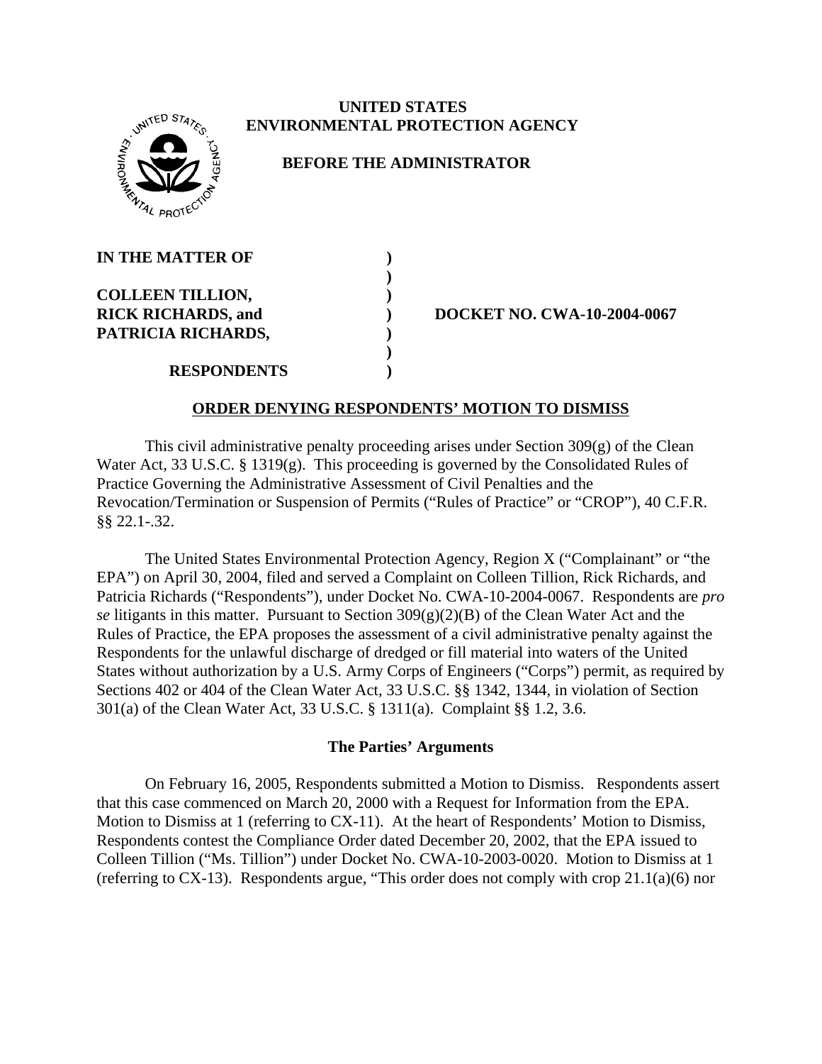# UNITED STATES ENVIRONMENTAL PROTECTION AGENCY

## BEFORE THE ADMINISTRATOR

**IN THE MATTER OF**

**COLLEEN TILLION,**
**RICK RICHARDS, and**
**PATRICIA RICHARDS,**

**RESPONDENTS**

**DOCKET NO. CWA-10-2004-0067**

### ORDER DENYING RESPONDENTS' MOTION TO DISMISS

This civil administrative penalty proceeding arises under Section 309(g) of the Clean Water Act, 33 U.S.C. § 1319(g). This proceeding is governed by the Consolidated Rules of Practice Governing the Administrative Assessment of Civil Penalties and the Revocation/Termination or Suspension of Permits ("Rules of Practice" or "CROP"), 40 C.F.R. §§ 22.1-.32.

The United States Environmental Protection Agency, Region X ("Complainant" or "the EPA") on April 30, 2004, filed and served a Complaint on Colleen Tillion, Rick Richards, and Patricia Richards ("Respondents"), under Docket No. CWA-10-2004-0067. Respondents are *pro se* litigants in this matter. Pursuant to Section 309(g)(2)(B) of the Clean Water Act and the Rules of Practice, the EPA proposes the assessment of a civil administrative penalty against the Respondents for the unlawful discharge of dredged or fill material into waters of the United States without authorization by a U.S. Army Corps of Engineers ("Corps") permit, as required by Sections 402 or 404 of the Clean Water Act, 33 U.S.C. §§ 1342, 1344, in violation of Section 301(a) of the Clean Water Act, 33 U.S.C. § 1311(a). Complaint §§ 1.2, 3.6.

### The Parties' Arguments

On February 16, 2005, Respondents submitted a Motion to Dismiss. Respondents assert that this case commenced on March 20, 2000 with a Request for Information from the EPA. Motion to Dismiss at 1 (referring to CX-11). At the heart of Respondents' Motion to Dismiss, Respondents contest the Compliance Order dated December 20, 2002, that the EPA issued to Colleen Tillion ("Ms. Tillion") under Docket No. CWA-10-2003-0020. Motion to Dismiss at 1 (referring to CX-13). Respondents argue, "This order does not comply with crop 21.1(a)(6) nor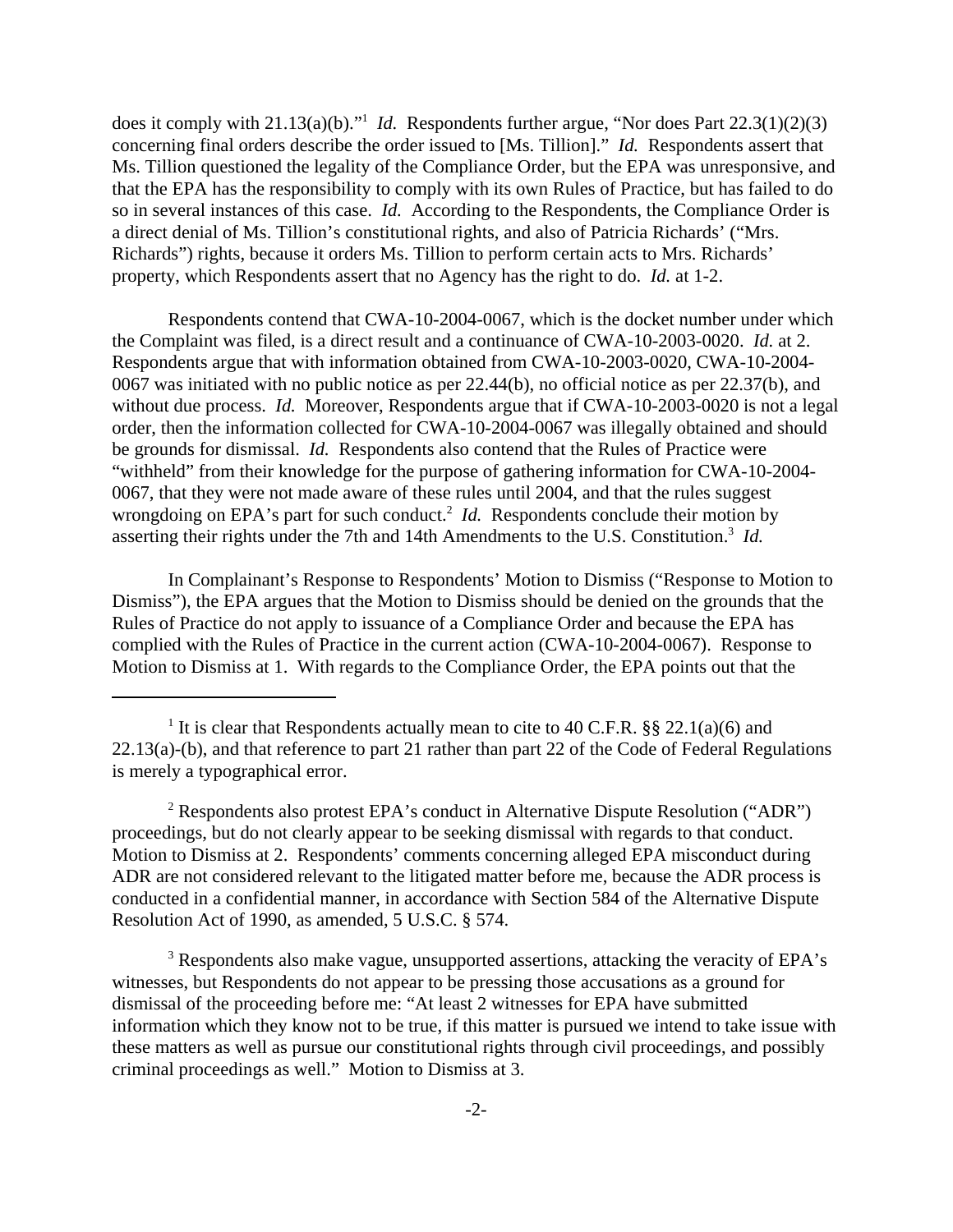does it comply with 21.13(a)(b)."[1] *Id.* Respondents further argue, "Nor does Part 22.3(1)(2)(3) concerning final orders describe the order issued to [Ms. Tillion]." *Id.* Respondents assert that Ms. Tillion questioned the legality of the Compliance Order, but the EPA was unresponsive, and that the EPA has the responsibility to comply with its own Rules of Practice, but has failed to do so in several instances of this case. *Id.* According to the Respondents, the Compliance Order is a direct denial of Ms. Tillion's constitutional rights, and also of Patricia Richards' ("Mrs. Richards") rights, because it orders Ms. Tillion to perform certain acts to Mrs. Richards' property, which Respondents assert that no Agency has the right to do. *Id.* at 1-2.

Respondents contend that CWA-10-2004-0067, which is the docket number under which the Complaint was filed, is a direct result and a continuance of CWA-10-2003-0020. *Id.* at 2. Respondents argue that with information obtained from CWA-10-2003-0020, CWA-10-2004-0067 was initiated with no public notice as per 22.44(b), no official notice as per 22.37(b), and without due process. *Id.* Moreover, Respondents argue that if CWA-10-2003-0020 is not a legal order, then the information collected for CWA-10-2004-0067 was illegally obtained and should be grounds for dismissal. *Id.* Respondents also contend that the Rules of Practice were "withheld" from their knowledge for the purpose of gathering information for CWA-10-2004-0067, that they were not made aware of these rules until 2004, and that the rules suggest wrongdoing on EPA's part for such conduct.[2] *Id.* Respondents conclude their motion by asserting their rights under the 7th and 14th Amendments to the U.S. Constitution.[3] *Id.*

In Complainant's Response to Respondents' Motion to Dismiss ("Response to Motion to Dismiss"), the EPA argues that the Motion to Dismiss should be denied on the grounds that the Rules of Practice do not apply to issuance of a Compliance Order and because the EPA has complied with the Rules of Practice in the current action (CWA-10-2004-0067). Response to Motion to Dismiss at 1. With regards to the Compliance Order, the EPA points out that the

---

[1] It is clear that Respondents actually mean to cite to 40 C.F.R. §§ 22.1(a)(6) and 22.13(a)-(b), and that reference to part 21 rather than part 22 of the Code of Federal Regulations is merely a typographical error.

[2] Respondents also protest EPA's conduct in Alternative Dispute Resolution ("ADR") proceedings, but do not clearly appear to be seeking dismissal with regards to that conduct. Motion to Dismiss at 2. Respondents' comments concerning alleged EPA misconduct during ADR are not considered relevant to the litigated matter before me, because the ADR process is conducted in a confidential manner, in accordance with Section 584 of the Alternative Dispute Resolution Act of 1990, as amended, 5 U.S.C. § 574.

[3] Respondents also make vague, unsupported assertions, attacking the veracity of EPA's witnesses, but Respondents do not appear to be pressing those accusations as a ground for dismissal of the proceeding before me: "At least 2 witnesses for EPA have submitted information which they know not to be true, if this matter is pursued we intend to take issue with these matters as well as pursue our constitutional rights through civil proceedings, and possibly criminal proceedings as well." Motion to Dismiss at 3.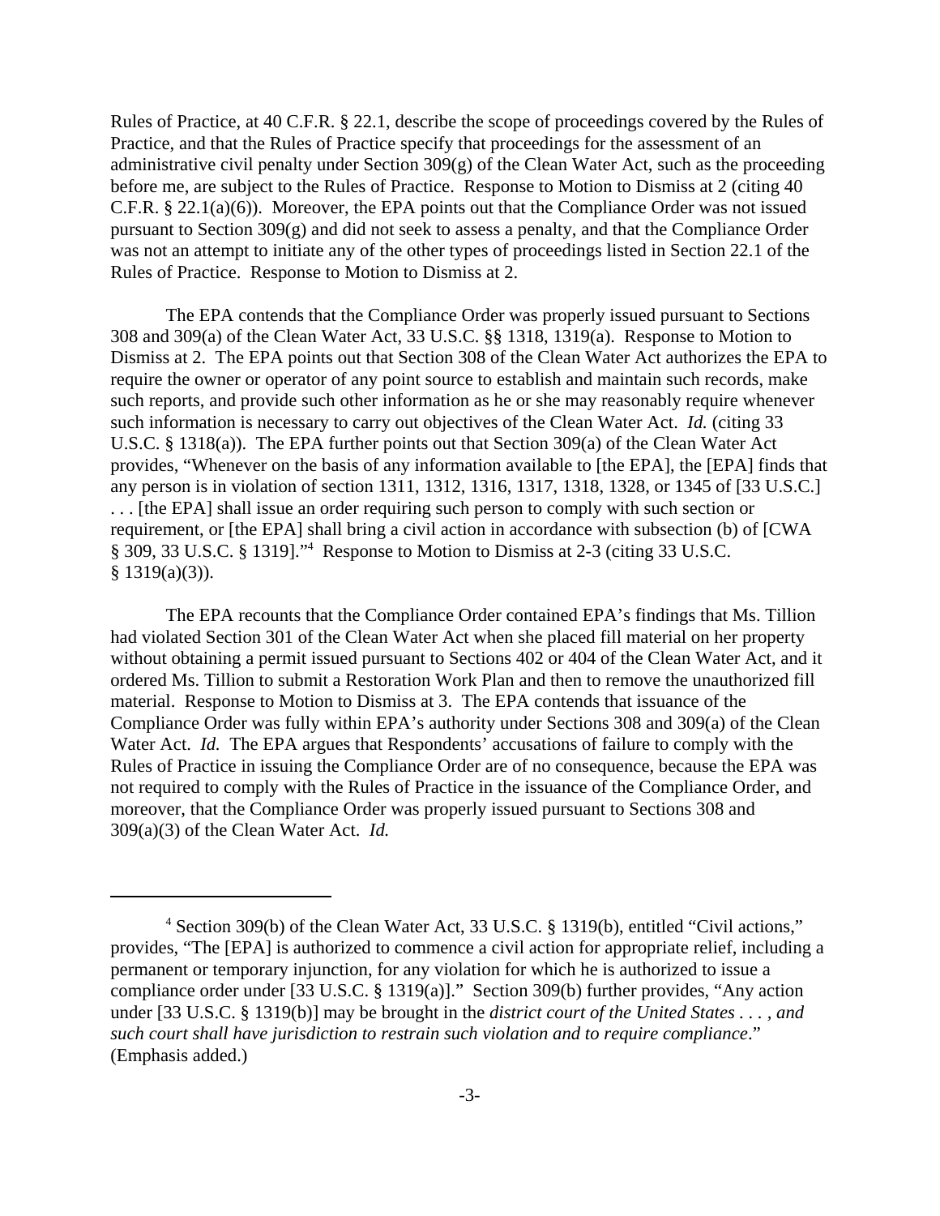Rules of Practice, at 40 C.F.R. § 22.1, describe the scope of proceedings covered by the Rules of Practice, and that the Rules of Practice specify that proceedings for the assessment of an administrative civil penalty under Section 309(g) of the Clean Water Act, such as the proceeding before me, are subject to the Rules of Practice. Response to Motion to Dismiss at 2 (citing 40 C.F.R. § 22.1(a)(6)). Moreover, the EPA points out that the Compliance Order was not issued pursuant to Section 309(g) and did not seek to assess a penalty, and that the Compliance Order was not an attempt to initiate any of the other types of proceedings listed in Section 22.1 of the Rules of Practice. Response to Motion to Dismiss at 2.

The EPA contends that the Compliance Order was properly issued pursuant to Sections 308 and 309(a) of the Clean Water Act, 33 U.S.C. §§ 1318, 1319(a). Response to Motion to Dismiss at 2. The EPA points out that Section 308 of the Clean Water Act authorizes the EPA to require the owner or operator of any point source to establish and maintain such records, make such reports, and provide such other information as he or she may reasonably require whenever such information is necessary to carry out objectives of the Clean Water Act. *Id.* (citing 33 U.S.C. § 1318(a)). The EPA further points out that Section 309(a) of the Clean Water Act provides, "Whenever on the basis of any information available to [the EPA], the [EPA] finds that any person is in violation of section 1311, 1312, 1316, 1317, 1318, 1328, or 1345 of [33 U.S.C.] . . . [the EPA] shall issue an order requiring such person to comply with such section or requirement, or [the EPA] shall bring a civil action in accordance with subsection (b) of [CWA § 309, 33 U.S.C. § 1319]."[4] Response to Motion to Dismiss at 2-3 (citing 33 U.S.C. § 1319(a)(3)).

The EPA recounts that the Compliance Order contained EPA's findings that Ms. Tillion had violated Section 301 of the Clean Water Act when she placed fill material on her property without obtaining a permit issued pursuant to Sections 402 or 404 of the Clean Water Act, and it ordered Ms. Tillion to submit a Restoration Work Plan and then to remove the unauthorized fill material. Response to Motion to Dismiss at 3. The EPA contends that issuance of the Compliance Order was fully within EPA's authority under Sections 308 and 309(a) of the Clean Water Act. *Id.* The EPA argues that Respondents' accusations of failure to comply with the Rules of Practice in issuing the Compliance Order are of no consequence, because the EPA was not required to comply with the Rules of Practice in the issuance of the Compliance Order, and moreover, that the Compliance Order was properly issued pursuant to Sections 308 and 309(a)(3) of the Clean Water Act. *Id.*

---

[4] Section 309(b) of the Clean Water Act, 33 U.S.C. § 1319(b), entitled "Civil actions," provides, "The [EPA] is authorized to commence a civil action for appropriate relief, including a permanent or temporary injunction, for any violation for which he is authorized to issue a compliance order under [33 U.S.C. § 1319(a)]." Section 309(b) further provides, "Any action under [33 U.S.C. § 1319(b)] may be brought in the *district court of the United States . . . , and such court shall have jurisdiction to restrain such violation and to require compliance*." (Emphasis added.)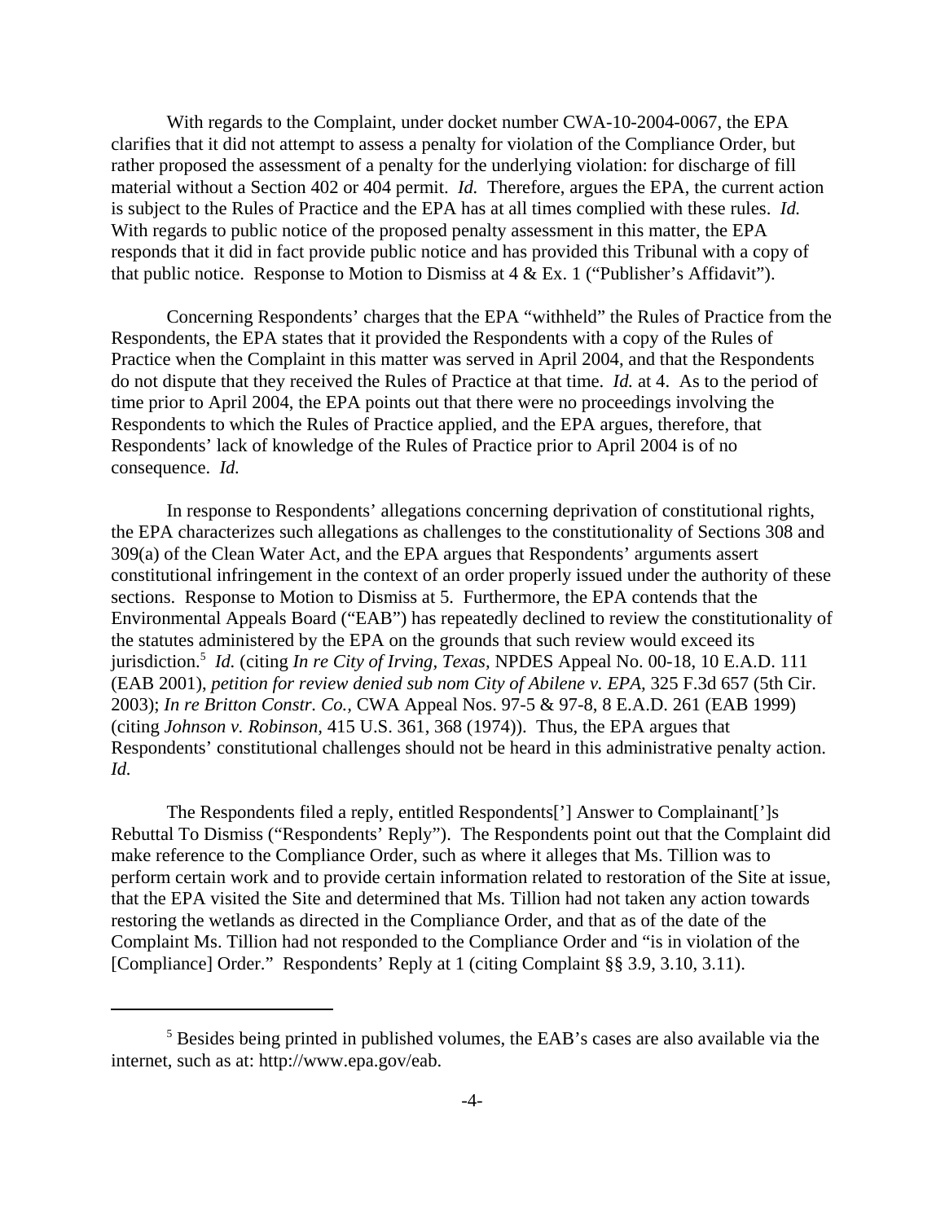With regards to the Complaint, under docket number CWA-10-2004-0067, the EPA clarifies that it did not attempt to assess a penalty for violation of the Compliance Order, but rather proposed the assessment of a penalty for the underlying violation: for discharge of fill material without a Section 402 or 404 permit. *Id.* Therefore, argues the EPA, the current action is subject to the Rules of Practice and the EPA has at all times complied with these rules. *Id.* With regards to public notice of the proposed penalty assessment in this matter, the EPA responds that it did in fact provide public notice and has provided this Tribunal with a copy of that public notice. Response to Motion to Dismiss at 4 & Ex. 1 ("Publisher's Affidavit").

Concerning Respondents' charges that the EPA "withheld" the Rules of Practice from the Respondents, the EPA states that it provided the Respondents with a copy of the Rules of Practice when the Complaint in this matter was served in April 2004, and that the Respondents do not dispute that they received the Rules of Practice at that time. *Id.* at 4. As to the period of time prior to April 2004, the EPA points out that there were no proceedings involving the Respondents to which the Rules of Practice applied, and the EPA argues, therefore, that Respondents' lack of knowledge of the Rules of Practice prior to April 2004 is of no consequence. *Id.*

In response to Respondents' allegations concerning deprivation of constitutional rights, the EPA characterizes such allegations as challenges to the constitutionality of Sections 308 and 309(a) of the Clean Water Act, and the EPA argues that Respondents' arguments assert constitutional infringement in the context of an order properly issued under the authority of these sections. Response to Motion to Dismiss at 5. Furthermore, the EPA contends that the Environmental Appeals Board ("EAB") has repeatedly declined to review the constitutionality of the statutes administered by the EPA on the grounds that such review would exceed its jurisdiction.[5] *Id.* (citing *In re City of Irving, Texas*, NPDES Appeal No. 00-18, 10 E.A.D. 111 (EAB 2001), *petition for review denied sub nom City of Abilene v. EPA*, 325 F.3d 657 (5th Cir. 2003); *In re Britton Constr. Co.,* CWA Appeal Nos. 97-5 & 97-8, 8 E.A.D. 261 (EAB 1999) (citing *Johnson v. Robinson*, 415 U.S. 361, 368 (1974)). Thus, the EPA argues that Respondents' constitutional challenges should not be heard in this administrative penalty action. *Id.*

The Respondents filed a reply, entitled Respondents['] Answer to Complainant[']s Rebuttal To Dismiss ("Respondents' Reply"). The Respondents point out that the Complaint did make reference to the Compliance Order, such as where it alleges that Ms. Tillion was to perform certain work and to provide certain information related to restoration of the Site at issue, that the EPA visited the Site and determined that Ms. Tillion had not taken any action towards restoring the wetlands as directed in the Compliance Order, and that as of the date of the Complaint Ms. Tillion had not responded to the Compliance Order and "is in violation of the [Compliance] Order." Respondents' Reply at 1 (citing Complaint §§ 3.9, 3.10, 3.11).

---

[5] Besides being printed in published volumes, the EAB's cases are also available via the internet, such as at: http://www.epa.gov/eab.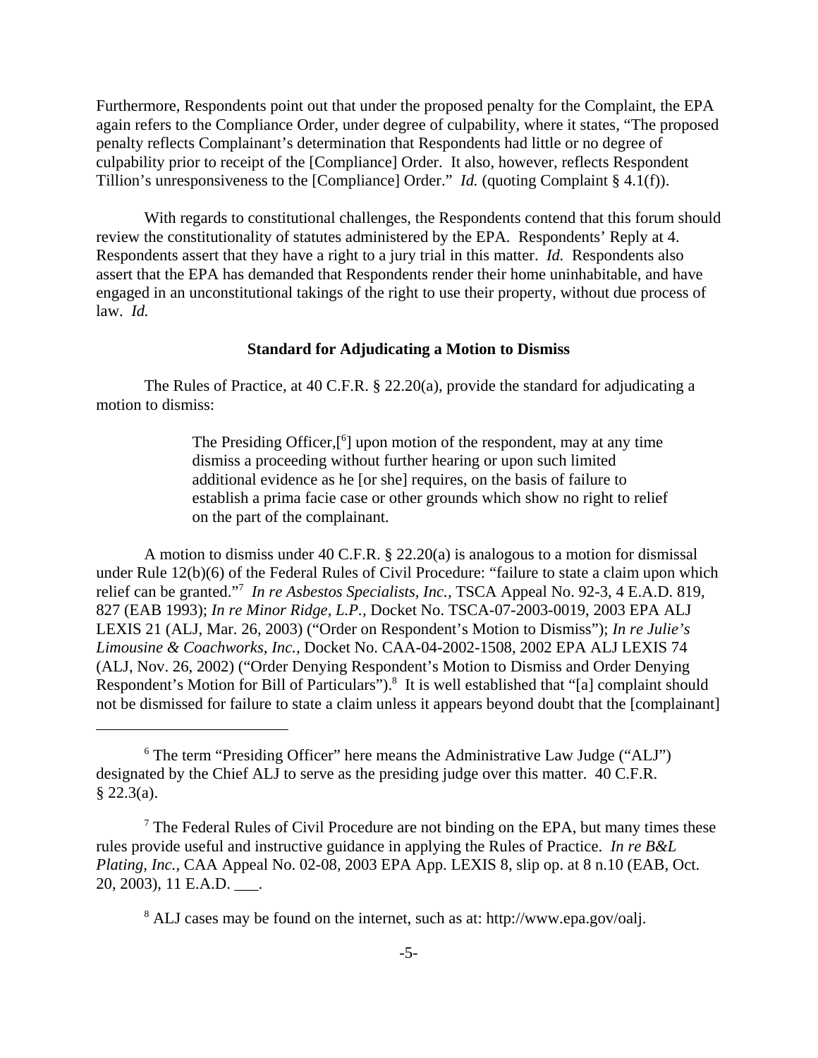Furthermore, Respondents point out that under the proposed penalty for the Complaint, the EPA again refers to the Compliance Order, under degree of culpability, where it states, "The proposed penalty reflects Complainant's determination that Respondents had little or no degree of culpability prior to receipt of the [Compliance] Order. It also, however, reflects Respondent Tillion's unresponsiveness to the [Compliance] Order." *Id.* (quoting Complaint § 4.1(f)).

With regards to constitutional challenges, the Respondents contend that this forum should review the constitutionality of statutes administered by the EPA. Respondents' Reply at 4. Respondents assert that they have a right to a jury trial in this matter. *Id.* Respondents also assert that the EPA has demanded that Respondents render their home uninhabitable, and have engaged in an unconstitutional takings of the right to use their property, without due process of law. *Id.*

### Standard for Adjudicating a Motion to Dismiss

The Rules of Practice, at 40 C.F.R. § 22.20(a), provide the standard for adjudicating a motion to dismiss:

> The Presiding Officer,[[6]] upon motion of the respondent, may at any time dismiss a proceeding without further hearing or upon such limited additional evidence as he [or she] requires, on the basis of failure to establish a prima facie case or other grounds which show no right to relief on the part of the complainant.

A motion to dismiss under 40 C.F.R. § 22.20(a) is analogous to a motion for dismissal under Rule 12(b)(6) of the Federal Rules of Civil Procedure: "failure to state a claim upon which relief can be granted."[7] *In re Asbestos Specialists, Inc.,* TSCA Appeal No. 92-3, 4 E.A.D. 819, 827 (EAB 1993); *In re Minor Ridge, L.P.,* Docket No. TSCA-07-2003-0019, 2003 EPA ALJ LEXIS 21 (ALJ, Mar. 26, 2003) ("Order on Respondent's Motion to Dismiss"); *In re Julie's Limousine & Coachworks, Inc.,* Docket No. CAA-04-2002-1508, 2002 EPA ALJ LEXIS 74 (ALJ, Nov. 26, 2002) ("Order Denying Respondent's Motion to Dismiss and Order Denying Respondent's Motion for Bill of Particulars").[8] It is well established that "[a] complaint should not be dismissed for failure to state a claim unless it appears beyond doubt that the [complainant]

---

[6] The term "Presiding Officer" here means the Administrative Law Judge ("ALJ") designated by the Chief ALJ to serve as the presiding judge over this matter. 40 C.F.R. § 22.3(a).

[7] The Federal Rules of Civil Procedure are not binding on the EPA, but many times these rules provide useful and instructive guidance in applying the Rules of Practice. *In re B&L Plating, Inc.,* CAA Appeal No. 02-08, 2003 EPA App. LEXIS 8, slip op. at 8 n.10 (EAB, Oct. 20, 2003), 11 E.A.D. ___.

[8] ALJ cases may be found on the internet, such as at: http://www.epa.gov/oalj.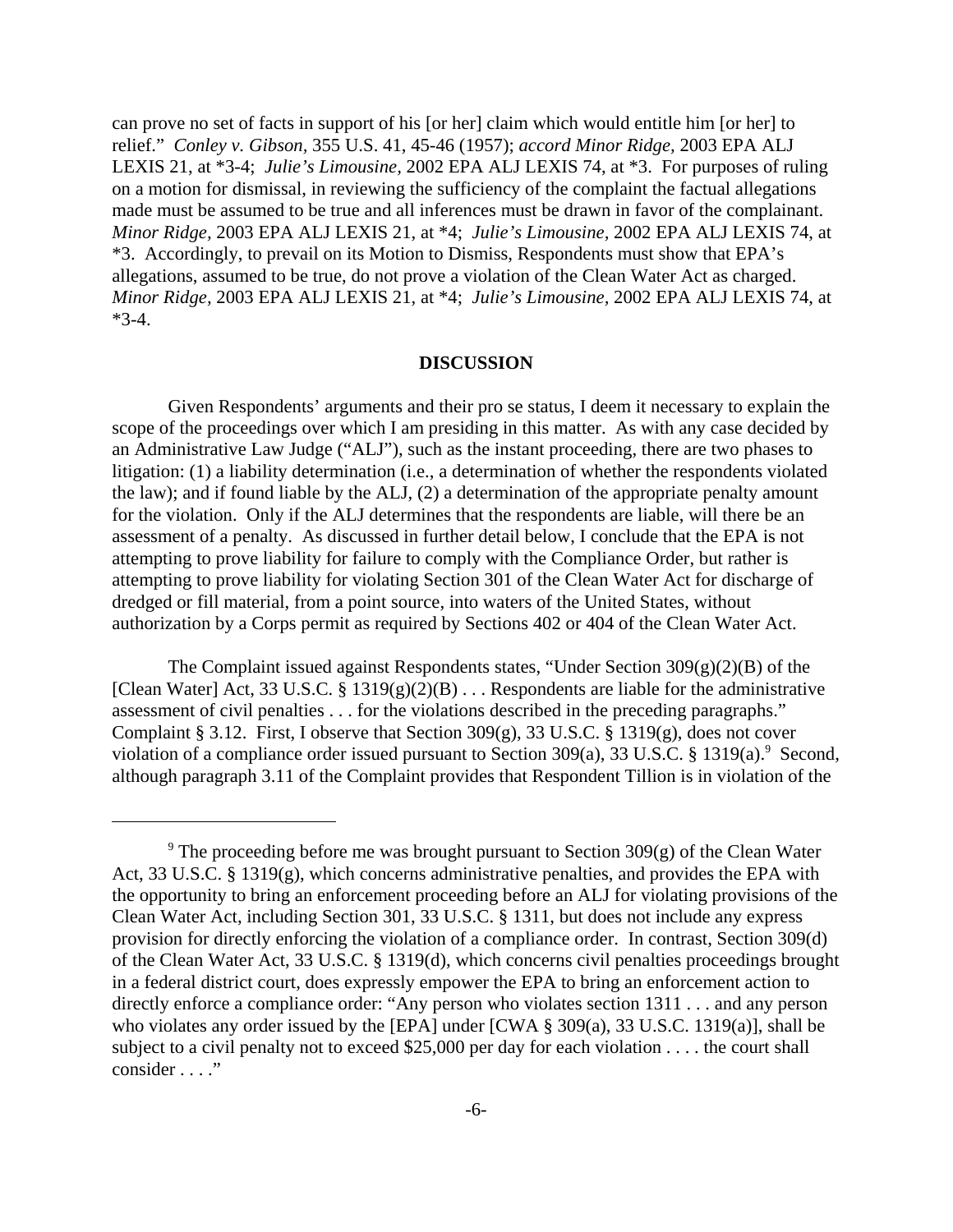can prove no set of facts in support of his [or her] claim which would entitle him [or her] to relief." *Conley v. Gibson*, 355 U.S. 41, 45-46 (1957); *accord Minor Ridge*, 2003 EPA ALJ LEXIS 21, at *3-4; *Julie's Limousine*, 2002 EPA ALJ LEXIS 74, at *3. For purposes of ruling on a motion for dismissal, in reviewing the sufficiency of the complaint the factual allegations made must be assumed to be true and all inferences must be drawn in favor of the complainant. *Minor Ridge*, 2003 EPA ALJ LEXIS 21, at *4; *Julie's Limousine*, 2002 EPA ALJ LEXIS 74, at *3. Accordingly, to prevail on its Motion to Dismiss, Respondents must show that EPA's allegations, assumed to be true, do not prove a violation of the Clean Water Act as charged. *Minor Ridge*, 2003 EPA ALJ LEXIS 21, at *4; *Julie's Limousine*, 2002 EPA ALJ LEXIS 74, at *3-4.

## DISCUSSION

Given Respondents' arguments and their pro se status, I deem it necessary to explain the scope of the proceedings over which I am presiding in this matter. As with any case decided by an Administrative Law Judge ("ALJ"), such as the instant proceeding, there are two phases to litigation: (1) a liability determination (i.e., a determination of whether the respondents violated the law); and if found liable by the ALJ, (2) a determination of the appropriate penalty amount for the violation. Only if the ALJ determines that the respondents are liable, will there be an assessment of a penalty. As discussed in further detail below, I conclude that the EPA is not attempting to prove liability for failure to comply with the Compliance Order, but rather is attempting to prove liability for violating Section 301 of the Clean Water Act for discharge of dredged or fill material, from a point source, into waters of the United States, without authorization by a Corps permit as required by Sections 402 or 404 of the Clean Water Act.

The Complaint issued against Respondents states, "Under Section 309(g)(2)(B) of the [Clean Water] Act, 33 U.S.C. § 1319(g)(2)(B) . . . Respondents are liable for the administrative assessment of civil penalties . . . for the violations described in the preceding paragraphs." Complaint § 3.12. First, I observe that Section 309(g), 33 U.S.C. § 1319(g), does not cover violation of a compliance order issued pursuant to Section 309(a), 33 U.S.C. § 1319(a).[9] Second, although paragraph 3.11 of the Complaint provides that Respondent Tillion is in violation of the

---

[9] The proceeding before me was brought pursuant to Section 309(g) of the Clean Water Act, 33 U.S.C. § 1319(g), which concerns administrative penalties, and provides the EPA with the opportunity to bring an enforcement proceeding before an ALJ for violating provisions of the Clean Water Act, including Section 301, 33 U.S.C. § 1311, but does not include any express provision for directly enforcing the violation of a compliance order. In contrast, Section 309(d) of the Clean Water Act, 33 U.S.C. § 1319(d), which concerns civil penalties proceedings brought in a federal district court, does expressly empower the EPA to bring an enforcement action to directly enforce a compliance order: "Any person who violates section 1311 . . . and any person who violates any order issued by the [EPA] under [CWA § 309(a), 33 U.S.C. 1319(a)], shall be subject to a civil penalty not to exceed $25,000 per day for each violation . . . . the court shall consider . . . ."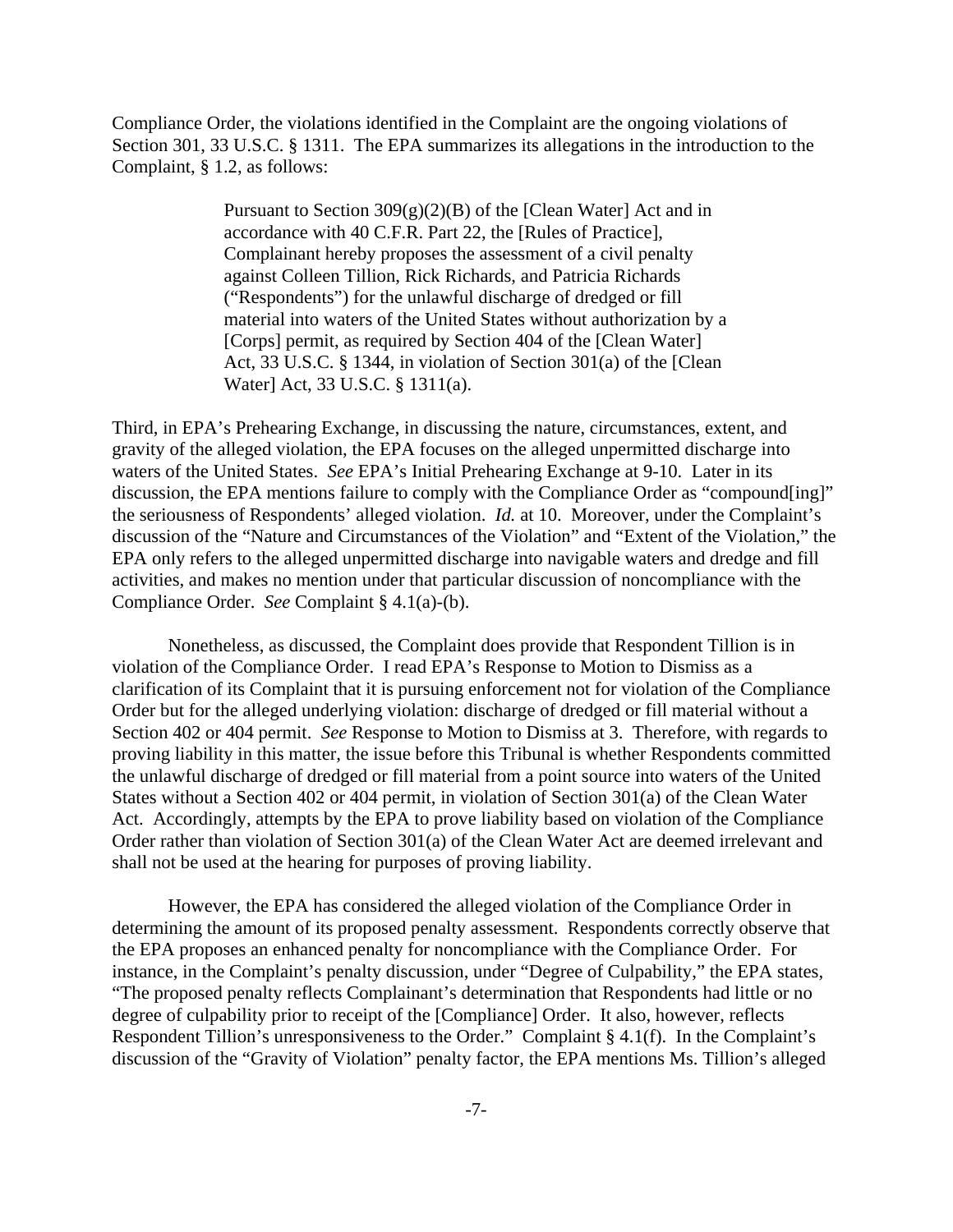Compliance Order, the violations identified in the Complaint are the ongoing violations of Section 301, 33 U.S.C. § 1311. The EPA summarizes its allegations in the introduction to the Complaint, § 1.2, as follows:

> Pursuant to Section 309(g)(2)(B) of the [Clean Water] Act and in accordance with 40 C.F.R. Part 22, the [Rules of Practice], Complainant hereby proposes the assessment of a civil penalty against Colleen Tillion, Rick Richards, and Patricia Richards ("Respondents") for the unlawful discharge of dredged or fill material into waters of the United States without authorization by a [Corps] permit, as required by Section 404 of the [Clean Water] Act, 33 U.S.C. § 1344, in violation of Section 301(a) of the [Clean Water] Act, 33 U.S.C. § 1311(a).

Third, in EPA's Prehearing Exchange, in discussing the nature, circumstances, extent, and gravity of the alleged violation, the EPA focuses on the alleged unpermitted discharge into waters of the United States. *See* EPA's Initial Prehearing Exchange at 9-10. Later in its discussion, the EPA mentions failure to comply with the Compliance Order as "compound[ing]" the seriousness of Respondents' alleged violation. *Id.* at 10. Moreover, under the Complaint's discussion of the "Nature and Circumstances of the Violation" and "Extent of the Violation," the EPA only refers to the alleged unpermitted discharge into navigable waters and dredge and fill activities, and makes no mention under that particular discussion of noncompliance with the Compliance Order. *See* Complaint § 4.1(a)-(b).

Nonetheless, as discussed, the Complaint does provide that Respondent Tillion is in violation of the Compliance Order. I read EPA's Response to Motion to Dismiss as a clarification of its Complaint that it is pursuing enforcement not for violation of the Compliance Order but for the alleged underlying violation: discharge of dredged or fill material without a Section 402 or 404 permit. *See* Response to Motion to Dismiss at 3. Therefore, with regards to proving liability in this matter, the issue before this Tribunal is whether Respondents committed the unlawful discharge of dredged or fill material from a point source into waters of the United States without a Section 402 or 404 permit, in violation of Section 301(a) of the Clean Water Act. Accordingly, attempts by the EPA to prove liability based on violation of the Compliance Order rather than violation of Section 301(a) of the Clean Water Act are deemed irrelevant and shall not be used at the hearing for purposes of proving liability.

However, the EPA has considered the alleged violation of the Compliance Order in determining the amount of its proposed penalty assessment. Respondents correctly observe that the EPA proposes an enhanced penalty for noncompliance with the Compliance Order. For instance, in the Complaint's penalty discussion, under "Degree of Culpability," the EPA states, "The proposed penalty reflects Complainant's determination that Respondents had little or no degree of culpability prior to receipt of the [Compliance] Order. It also, however, reflects Respondent Tillion's unresponsiveness to the Order." Complaint § 4.1(f). In the Complaint's discussion of the "Gravity of Violation" penalty factor, the EPA mentions Ms. Tillion's alleged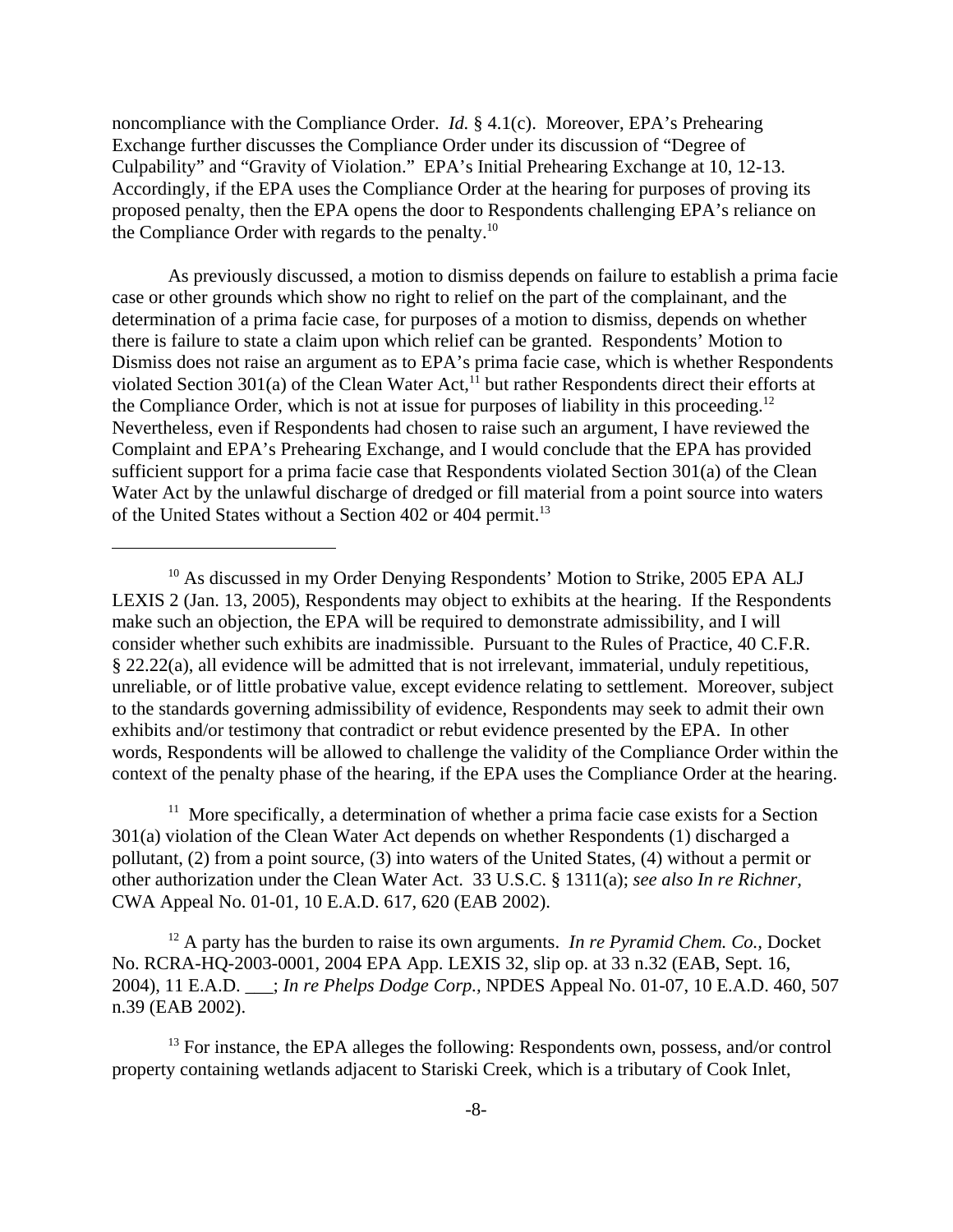noncompliance with the Compliance Order. *Id.* § 4.1(c). Moreover, EPA's Prehearing Exchange further discusses the Compliance Order under its discussion of "Degree of Culpability" and "Gravity of Violation." EPA's Initial Prehearing Exchange at 10, 12-13. Accordingly, if the EPA uses the Compliance Order at the hearing for purposes of proving its proposed penalty, then the EPA opens the door to Respondents challenging EPA's reliance on the Compliance Order with regards to the penalty.[10]

As previously discussed, a motion to dismiss depends on failure to establish a prima facie case or other grounds which show no right to relief on the part of the complainant, and the determination of a prima facie case, for purposes of a motion to dismiss, depends on whether there is failure to state a claim upon which relief can be granted. Respondents' Motion to Dismiss does not raise an argument as to EPA's prima facie case, which is whether Respondents violated Section 301(a) of the Clean Water Act,[11] but rather Respondents direct their efforts at the Compliance Order, which is not at issue for purposes of liability in this proceeding.[12] Nevertheless, even if Respondents had chosen to raise such an argument, I have reviewed the Complaint and EPA's Prehearing Exchange, and I would conclude that the EPA has provided sufficient support for a prima facie case that Respondents violated Section 301(a) of the Clean Water Act by the unlawful discharge of dredged or fill material from a point source into waters of the United States without a Section 402 or 404 permit.[13]

---

[10] As discussed in my Order Denying Respondents' Motion to Strike, 2005 EPA ALJ LEXIS 2 (Jan. 13, 2005), Respondents may object to exhibits at the hearing. If the Respondents make such an objection, the EPA will be required to demonstrate admissibility, and I will consider whether such exhibits are inadmissible. Pursuant to the Rules of Practice, 40 C.F.R. § 22.22(a), all evidence will be admitted that is not irrelevant, immaterial, unduly repetitious, unreliable, or of little probative value, except evidence relating to settlement. Moreover, subject to the standards governing admissibility of evidence, Respondents may seek to admit their own exhibits and/or testimony that contradict or rebut evidence presented by the EPA. In other words, Respondents will be allowed to challenge the validity of the Compliance Order within the context of the penalty phase of the hearing, if the EPA uses the Compliance Order at the hearing.

[11] More specifically, a determination of whether a prima facie case exists for a Section 301(a) violation of the Clean Water Act depends on whether Respondents (1) discharged a pollutant, (2) from a point source, (3) into waters of the United States, (4) without a permit or other authorization under the Clean Water Act. 33 U.S.C. § 1311(a); *see also In re Richner*, CWA Appeal No. 01-01, 10 E.A.D. 617, 620 (EAB 2002).

[12] A party has the burden to raise its own arguments. *In re Pyramid Chem. Co.*, Docket No. RCRA-HQ-2003-0001, 2004 EPA App. LEXIS 32, slip op. at 33 n.32 (EAB, Sept. 16, 2004), 11 E.A.D. ___; *In re Phelps Dodge Corp.*, NPDES Appeal No. 01-07, 10 E.A.D. 460, 507 n.39 (EAB 2002).

[13] For instance, the EPA alleges the following: Respondents own, possess, and/or control property containing wetlands adjacent to Stariski Creek, which is a tributary of Cook Inlet,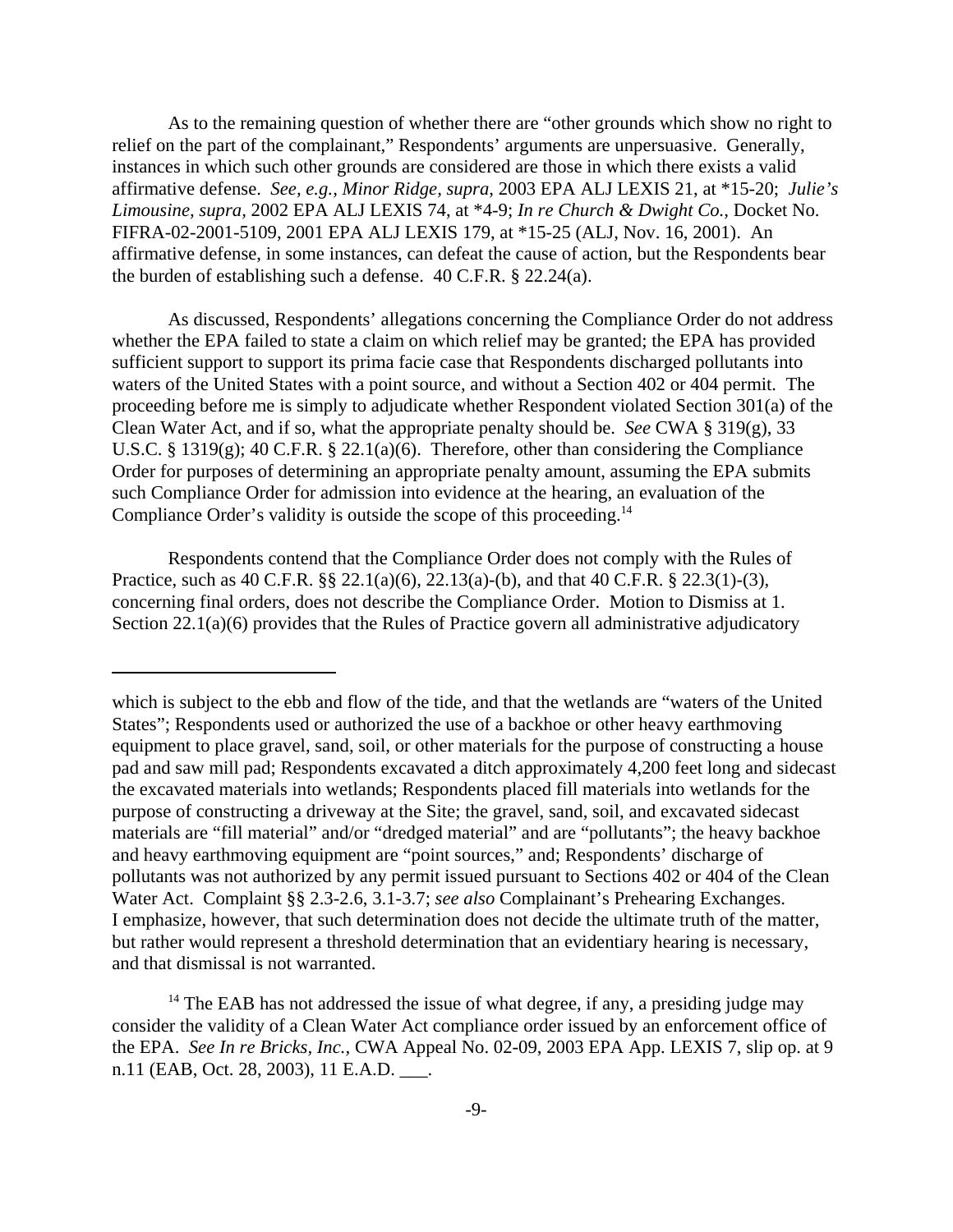As to the remaining question of whether there are "other grounds which show no right to relief on the part of the complainant," Respondents' arguments are unpersuasive. Generally, instances in which such other grounds are considered are those in which there exists a valid affirmative defense. *See, e.g.*, *Minor Ridge, supra*, 2003 EPA ALJ LEXIS 21, at *15-20; *Julie's Limousine, supra*, 2002 EPA ALJ LEXIS 74, at *4-9; *In re Church & Dwight Co.*, Docket No. FIFRA-02-2001-5109, 2001 EPA ALJ LEXIS 179, at *15-25 (ALJ, Nov. 16, 2001). An affirmative defense, in some instances, can defeat the cause of action, but the Respondents bear the burden of establishing such a defense. 40 C.F.R. § 22.24(a).

As discussed, Respondents' allegations concerning the Compliance Order do not address whether the EPA failed to state a claim on which relief may be granted; the EPA has provided sufficient support to support its prima facie case that Respondents discharged pollutants into waters of the United States with a point source, and without a Section 402 or 404 permit. The proceeding before me is simply to adjudicate whether Respondent violated Section 301(a) of the Clean Water Act, and if so, what the appropriate penalty should be. *See* CWA § 319(g), 33 U.S.C. § 1319(g); 40 C.F.R. § 22.1(a)(6). Therefore, other than considering the Compliance Order for purposes of determining an appropriate penalty amount, assuming the EPA submits such Compliance Order for admission into evidence at the hearing, an evaluation of the Compliance Order's validity is outside the scope of this proceeding.[14]

Respondents contend that the Compliance Order does not comply with the Rules of Practice, such as 40 C.F.R. §§ 22.1(a)(6), 22.13(a)-(b), and that 40 C.F.R. § 22.3(1)-(3), concerning final orders, does not describe the Compliance Order. Motion to Dismiss at 1. Section 22.1(a)(6) provides that the Rules of Practice govern all administrative adjudicatory

---

which is subject to the ebb and flow of the tide, and that the wetlands are "waters of the United States"; Respondents used or authorized the use of a backhoe or other heavy earthmoving equipment to place gravel, sand, soil, or other materials for the purpose of constructing a house pad and saw mill pad; Respondents excavated a ditch approximately 4,200 feet long and sidecast the excavated materials into wetlands; Respondents placed fill materials into wetlands for the purpose of constructing a driveway at the Site; the gravel, sand, soil, and excavated sidecast materials are "fill material" and/or "dredged material" and are "pollutants"; the heavy backhoe and heavy earthmoving equipment are "point sources," and; Respondents' discharge of pollutants was not authorized by any permit issued pursuant to Sections 402 or 404 of the Clean Water Act. Complaint §§ 2.3-2.6, 3.1-3.7; *see also* Complainant's Prehearing Exchanges. I emphasize, however, that such determination does not decide the ultimate truth of the matter, but rather would represent a threshold determination that an evidentiary hearing is necessary, and that dismissal is not warranted.

[14] The EAB has not addressed the issue of what degree, if any, a presiding judge may consider the validity of a Clean Water Act compliance order issued by an enforcement office of the EPA. *See In re Bricks, Inc.*, CWA Appeal No. 02-09, 2003 EPA App. LEXIS 7, slip op. at 9 n.11 (EAB, Oct. 28, 2003), 11 E.A.D. ___.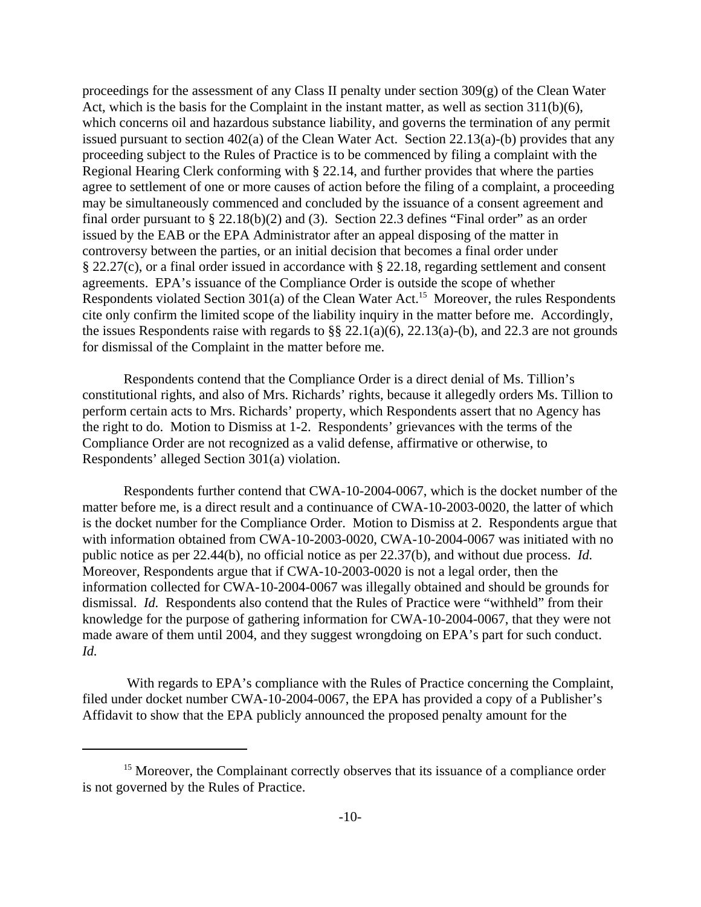proceedings for the assessment of any Class II penalty under section 309(g) of the Clean Water Act, which is the basis for the Complaint in the instant matter, as well as section 311(b)(6), which concerns oil and hazardous substance liability, and governs the termination of any permit issued pursuant to section 402(a) of the Clean Water Act. Section 22.13(a)-(b) provides that any proceeding subject to the Rules of Practice is to be commenced by filing a complaint with the Regional Hearing Clerk conforming with § 22.14, and further provides that where the parties agree to settlement of one or more causes of action before the filing of a complaint, a proceeding may be simultaneously commenced and concluded by the issuance of a consent agreement and final order pursuant to § 22.18(b)(2) and (3). Section 22.3 defines "Final order" as an order issued by the EAB or the EPA Administrator after an appeal disposing of the matter in controversy between the parties, or an initial decision that becomes a final order under § 22.27(c), or a final order issued in accordance with § 22.18, regarding settlement and consent agreements. EPA's issuance of the Compliance Order is outside the scope of whether Respondents violated Section 301(a) of the Clean Water Act.[15] Moreover, the rules Respondents cite only confirm the limited scope of the liability inquiry in the matter before me. Accordingly, the issues Respondents raise with regards to §§ 22.1(a)(6), 22.13(a)-(b), and 22.3 are not grounds for dismissal of the Complaint in the matter before me.

Respondents contend that the Compliance Order is a direct denial of Ms. Tillion's constitutional rights, and also of Mrs. Richards' rights, because it allegedly orders Ms. Tillion to perform certain acts to Mrs. Richards' property, which Respondents assert that no Agency has the right to do. Motion to Dismiss at 1-2. Respondents' grievances with the terms of the Compliance Order are not recognized as a valid defense, affirmative or otherwise, to Respondents' alleged Section 301(a) violation.

Respondents further contend that CWA-10-2004-0067, which is the docket number of the matter before me, is a direct result and a continuance of CWA-10-2003-0020, the latter of which is the docket number for the Compliance Order. Motion to Dismiss at 2. Respondents argue that with information obtained from CWA-10-2003-0020, CWA-10-2004-0067 was initiated with no public notice as per 22.44(b), no official notice as per 22.37(b), and without due process. *Id.* Moreover, Respondents argue that if CWA-10-2003-0020 is not a legal order, then the information collected for CWA-10-2004-0067 was illegally obtained and should be grounds for dismissal. *Id.* Respondents also contend that the Rules of Practice were "withheld" from their knowledge for the purpose of gathering information for CWA-10-2004-0067, that they were not made aware of them until 2004, and they suggest wrongdoing on EPA's part for such conduct. *Id.*

With regards to EPA's compliance with the Rules of Practice concerning the Complaint, filed under docket number CWA-10-2004-0067, the EPA has provided a copy of a Publisher's Affidavit to show that the EPA publicly announced the proposed penalty amount for the

[15] Moreover, the Complainant correctly observes that its issuance of a compliance order is not governed by the Rules of Practice.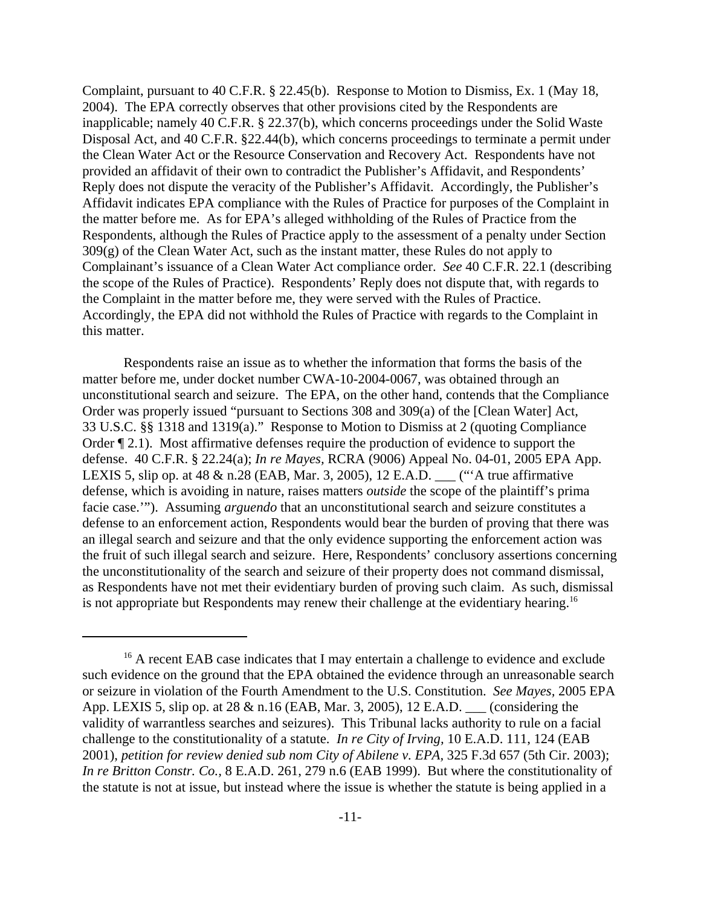Complaint, pursuant to 40 C.F.R. § 22.45(b). Response to Motion to Dismiss, Ex. 1 (May 18, 2004). The EPA correctly observes that other provisions cited by the Respondents are inapplicable; namely 40 C.F.R. § 22.37(b), which concerns proceedings under the Solid Waste Disposal Act, and 40 C.F.R. §22.44(b), which concerns proceedings to terminate a permit under the Clean Water Act or the Resource Conservation and Recovery Act. Respondents have not provided an affidavit of their own to contradict the Publisher's Affidavit, and Respondents' Reply does not dispute the veracity of the Publisher's Affidavit. Accordingly, the Publisher's Affidavit indicates EPA compliance with the Rules of Practice for purposes of the Complaint in the matter before me. As for EPA's alleged withholding of the Rules of Practice from the Respondents, although the Rules of Practice apply to the assessment of a penalty under Section 309(g) of the Clean Water Act, such as the instant matter, these Rules do not apply to Complainant's issuance of a Clean Water Act compliance order. *See* 40 C.F.R. 22.1 (describing the scope of the Rules of Practice). Respondents' Reply does not dispute that, with regards to the Complaint in the matter before me, they were served with the Rules of Practice. Accordingly, the EPA did not withhold the Rules of Practice with regards to the Complaint in this matter.

Respondents raise an issue as to whether the information that forms the basis of the matter before me, under docket number CWA-10-2004-0067, was obtained through an unconstitutional search and seizure. The EPA, on the other hand, contends that the Compliance Order was properly issued "pursuant to Sections 308 and 309(a) of the [Clean Water] Act, 33 U.S.C. §§ 1318 and 1319(a)." Response to Motion to Dismiss at 2 (quoting Compliance Order ¶ 2.1). Most affirmative defenses require the production of evidence to support the defense. 40 C.F.R. § 22.24(a); *In re Mayes*, RCRA (9006) Appeal No. 04-01, 2005 EPA App. LEXIS 5, slip op. at 48 & n.28 (EAB, Mar. 3, 2005), 12 E.A.D. ___ ("'A true affirmative defense, which is avoiding in nature, raises matters *outside* the scope of the plaintiff's prima facie case.'"). Assuming *arguendo* that an unconstitutional search and seizure constitutes a defense to an enforcement action, Respondents would bear the burden of proving that there was an illegal search and seizure and that the only evidence supporting the enforcement action was the fruit of such illegal search and seizure. Here, Respondents' conclusory assertions concerning the unconstitutionality of the search and seizure of their property does not command dismissal, as Respondents have not met their evidentiary burden of proving such claim. As such, dismissal is not appropriate but Respondents may renew their challenge at the evidentiary hearing.[16]

---

[16] A recent EAB case indicates that I may entertain a challenge to evidence and exclude such evidence on the ground that the EPA obtained the evidence through an unreasonable search or seizure in violation of the Fourth Amendment to the U.S. Constitution. *See Mayes*, 2005 EPA App. LEXIS 5, slip op. at 28 & n.16 (EAB, Mar. 3, 2005), 12 E.A.D. ___ (considering the validity of warrantless searches and seizures). This Tribunal lacks authority to rule on a facial challenge to the constitutionality of a statute. *In re City of Irving*, 10 E.A.D. 111, 124 (EAB 2001), *petition for review denied sub nom City of Abilene v. EPA*, 325 F.3d 657 (5th Cir. 2003); *In re Britton Constr. Co.*, 8 E.A.D. 261, 279 n.6 (EAB 1999). But where the constitutionality of the statute is not at issue, but instead where the issue is whether the statute is being applied in a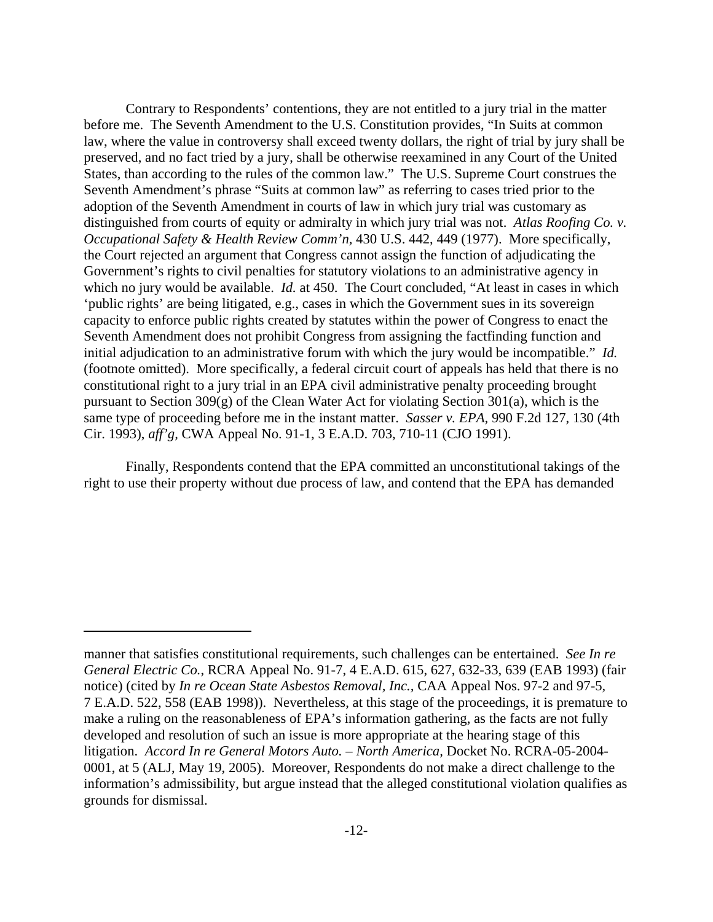Contrary to Respondents' contentions, they are not entitled to a jury trial in the matter before me. The Seventh Amendment to the U.S. Constitution provides, "In Suits at common law, where the value in controversy shall exceed twenty dollars, the right of trial by jury shall be preserved, and no fact tried by a jury, shall be otherwise reexamined in any Court of the United States, than according to the rules of the common law." The U.S. Supreme Court construes the Seventh Amendment's phrase "Suits at common law" as referring to cases tried prior to the adoption of the Seventh Amendment in courts of law in which jury trial was customary as distinguished from courts of equity or admiralty in which jury trial was not. *Atlas Roofing Co. v. Occupational Safety & Health Review Comm'n*, 430 U.S. 442, 449 (1977). More specifically, the Court rejected an argument that Congress cannot assign the function of adjudicating the Government's rights to civil penalties for statutory violations to an administrative agency in which no jury would be available. *Id.* at 450. The Court concluded, "At least in cases in which 'public rights' are being litigated, e.g., cases in which the Government sues in its sovereign capacity to enforce public rights created by statutes within the power of Congress to enact the Seventh Amendment does not prohibit Congress from assigning the factfinding function and initial adjudication to an administrative forum with which the jury would be incompatible." *Id.* (footnote omitted). More specifically, a federal circuit court of appeals has held that there is no constitutional right to a jury trial in an EPA civil administrative penalty proceeding brought pursuant to Section 309(g) of the Clean Water Act for violating Section 301(a), which is the same type of proceeding before me in the instant matter. *Sasser v. EPA*, 990 F.2d 127, 130 (4th Cir. 1993), *aff'g*, CWA Appeal No. 91-1, 3 E.A.D. 703, 710-11 (CJO 1991).

Finally, Respondents contend that the EPA committed an unconstitutional takings of the right to use their property without due process of law, and contend that the EPA has demanded

---

manner that satisfies constitutional requirements, such challenges can be entertained. *See In re General Electric Co.*, RCRA Appeal No. 91-7, 4 E.A.D. 615, 627, 632-33, 639 (EAB 1993) (fair notice) (cited by *In re Ocean State Asbestos Removal, Inc.*, CAA Appeal Nos. 97-2 and 97-5, 7 E.A.D. 522, 558 (EAB 1998)). Nevertheless, at this stage of the proceedings, it is premature to make a ruling on the reasonableness of EPA's information gathering, as the facts are not fully developed and resolution of such an issue is more appropriate at the hearing stage of this litigation. *Accord In re General Motors Auto. – North America*, Docket No. RCRA-05-2004-0001, at 5 (ALJ, May 19, 2005). Moreover, Respondents do not make a direct challenge to the information's admissibility, but argue instead that the alleged constitutional violation qualifies as grounds for dismissal.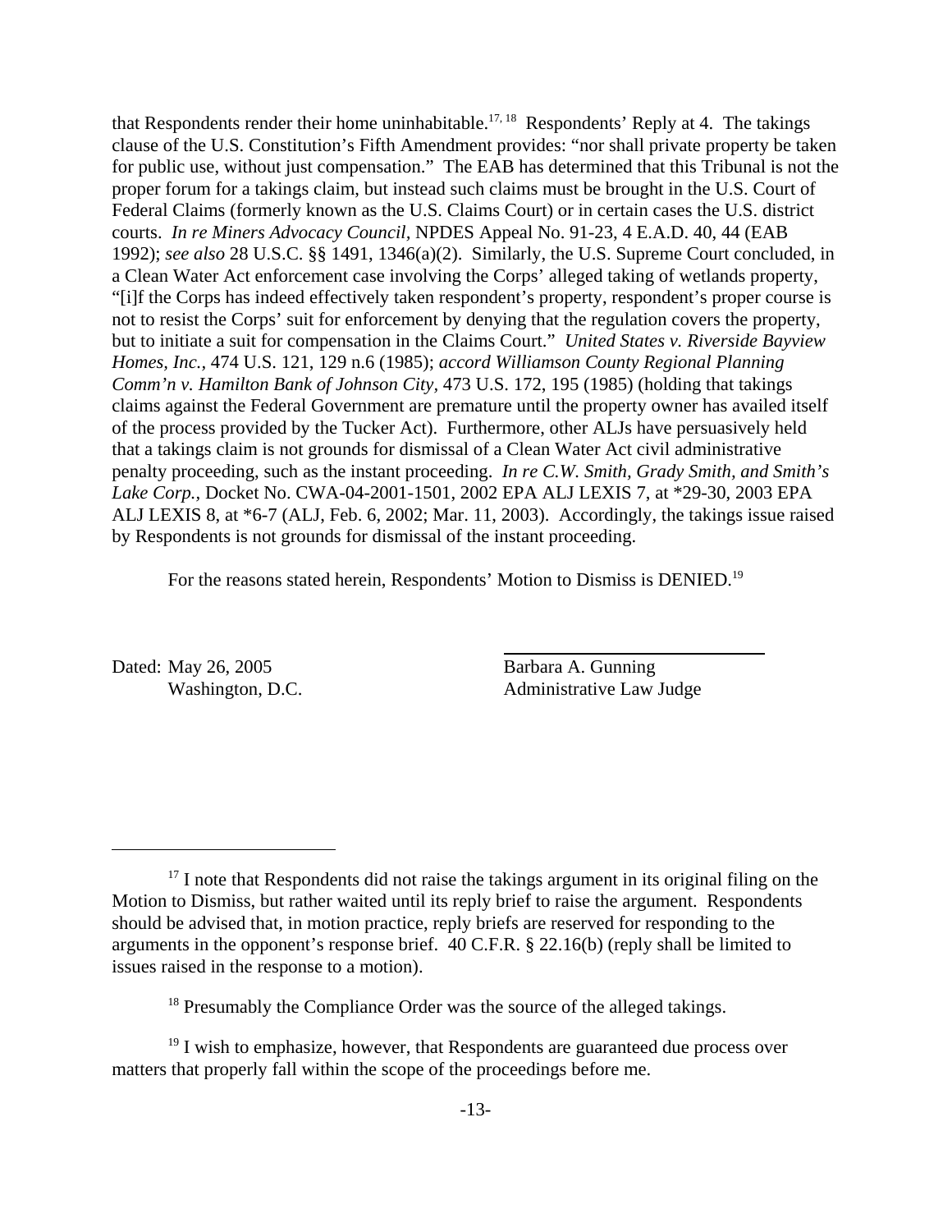that Respondents render their home uninhabitable.[17, 18] Respondents' Reply at 4. The takings clause of the U.S. Constitution's Fifth Amendment provides: "nor shall private property be taken for public use, without just compensation." The EAB has determined that this Tribunal is not the proper forum for a takings claim, but instead such claims must be brought in the U.S. Court of Federal Claims (formerly known as the U.S. Claims Court) or in certain cases the U.S. district courts. *In re Miners Advocacy Council*, NPDES Appeal No. 91-23, 4 E.A.D. 40, 44 (EAB 1992); *see also* 28 U.S.C. §§ 1491, 1346(a)(2). Similarly, the U.S. Supreme Court concluded, in a Clean Water Act enforcement case involving the Corps' alleged taking of wetlands property, "[i]f the Corps has indeed effectively taken respondent's property, respondent's proper course is not to resist the Corps' suit for enforcement by denying that the regulation covers the property, but to initiate a suit for compensation in the Claims Court." *United States v. Riverside Bayview Homes, Inc.*, 474 U.S. 121, 129 n.6 (1985); *accord Williamson County Regional Planning Comm'n v. Hamilton Bank of Johnson City*, 473 U.S. 172, 195 (1985) (holding that takings claims against the Federal Government are premature until the property owner has availed itself of the process provided by the Tucker Act). Furthermore, other ALJs have persuasively held that a takings claim is not grounds for dismissal of a Clean Water Act civil administrative penalty proceeding, such as the instant proceeding. *In re C.W. Smith, Grady Smith, and Smith's Lake Corp.*, Docket No. CWA-04-2001-1501, 2002 EPA ALJ LEXIS 7, at *29-30, 2003 EPA ALJ LEXIS 8, at *6-7 (ALJ, Feb. 6, 2002; Mar. 11, 2003). Accordingly, the takings issue raised by Respondents is not grounds for dismissal of the instant proceeding.

For the reasons stated herein, Respondents' Motion to Dismiss is DENIED.[19]

Dated: May 26, 2005
Washington, D.C.

Barbara A. Gunning
Administrative Law Judge

---

[17] I note that Respondents did not raise the takings argument in its original filing on the Motion to Dismiss, but rather waited until its reply brief to raise the argument. Respondents should be advised that, in motion practice, reply briefs are reserved for responding to the arguments in the opponent's response brief. 40 C.F.R. § 22.16(b) (reply shall be limited to issues raised in the response to a motion).

[18] Presumably the Compliance Order was the source of the alleged takings.

[19] I wish to emphasize, however, that Respondents are guaranteed due process over matters that properly fall within the scope of the proceedings before me.